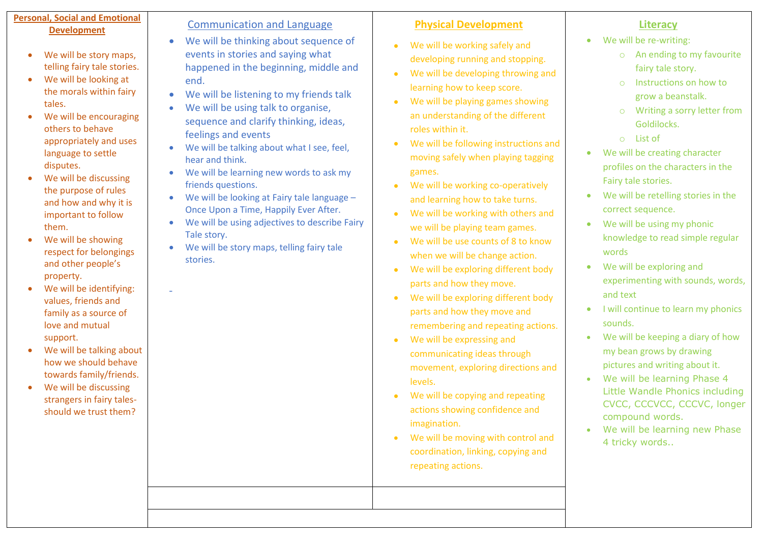## Personal, Social and Emotional Development

- We will be story maps, telling fairy tale stories.
- We will be looking at the morals within fairy tales.
- We will be encouraging others to behave appropriately and uses language to settle disputes.
- We will be discussing the purpose of rules and how and why it is important to follow them.
- We will be showing respect for belongings and other people's property.
- We will be identifying: values, friends and family as a source of love and mutual support.
- We will be talking about how we should behave towards family/friends.
- We will be discussing strangers in fairy tales- should we trust them?

## Communication and Language

- We will be thinking about sequence of events in stories and saying what happened in the beginning, middle and end.
- We will be listening to my friends talk
- We will be using talk to organise, sequence and clarify thinking, ideas, feelings and events
- We will be talking about what I see, feel, hear and think.
- We will be learning new words to ask my friends questions.
- We will be looking at Fairy tale language – Once Upon a Time, Happily Ever After.
- We will be using adjectives to describe Fairy Tale story.
- We will be story maps, telling fairy tale stories.

-

## Physical Development

- We will be working safely and developing running and stopping.
- We will be developing throwing and learning how to keep score.
- We will be playing games showing an understanding of the different roles within it.
- We will be following instructions and moving safely when playing tagging games.
- We will be working co-operatively and learning how to take turns.
- We will be working with others and we will be playing team games.
- We will be use counts of 8 to know when we will be change action.
- We will be exploring different body parts and how they move.
- We will be exploring different body parts and how they move and remembering and repeating actions.
- We will be expressing and communicating ideas through movement, exploring directions and levels.
- We will be copying and repeating actions showing confidence and imagination.
- We will be moving with control and coordination, linking, copying and repeating actions.

## Literacy

- We will be re-writing:
  - An ending to my favourite fairy tale story.
  - Instructions on how to grow a beanstalk.
  - Writing a sorry letter from Goldilocks.
  - List of
- We will be creating character profiles on the characters in the Fairy tale stories.
- We will be retelling stories in the correct sequence.
- We will be using my phonic knowledge to read simple regular words
- We will be exploring and experimenting with sounds, words, and text
- I will continue to learn my phonics sounds.
- We will be keeping a diary of how my bean grows by drawing pictures and writing about it.
- We will be learning Phase 4 Little Wandle Phonics including CVCC, CCCVCC, CCCVC, longer compound words.
- We will be learning new Phase 4 tricky words..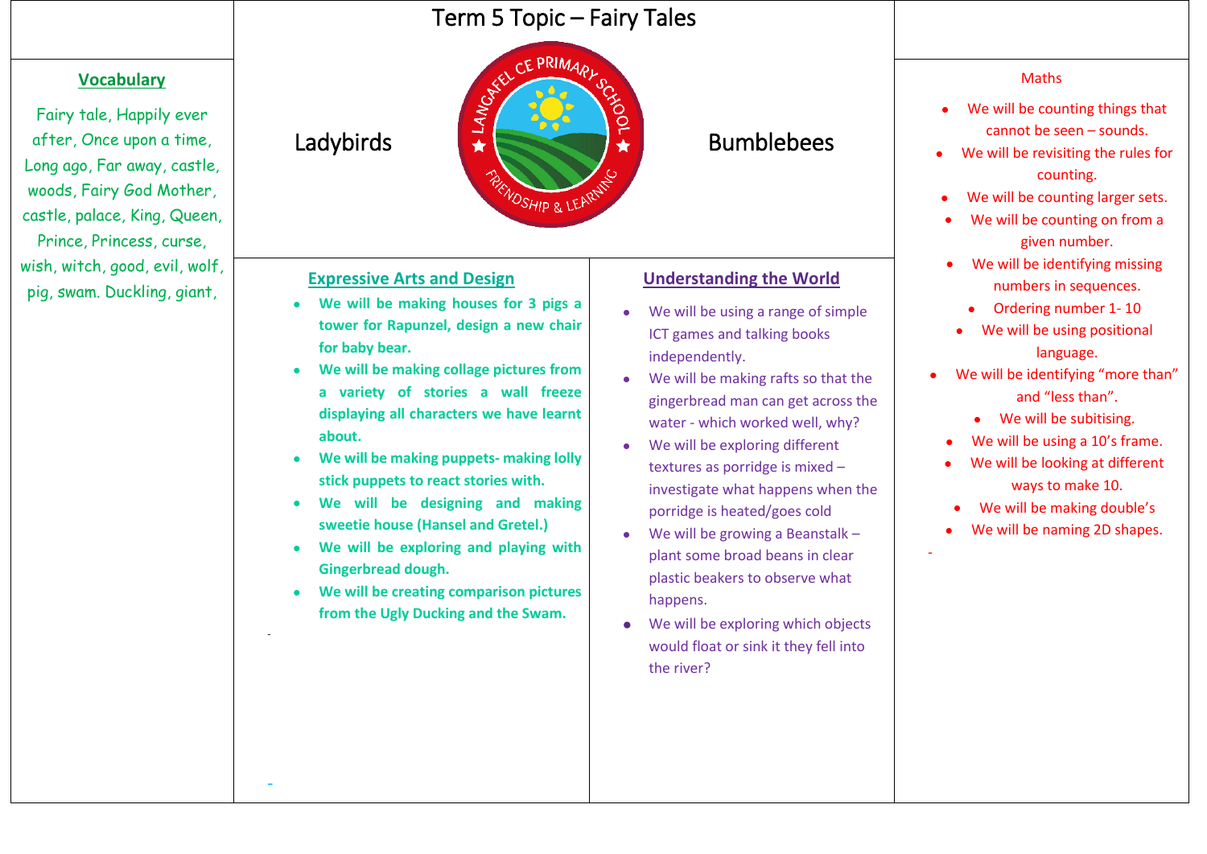# Term 5 Topic – Fairy Tales

Ladybirds

Bumblebees

## Vocabulary

Fairy tale, Happily ever after, Once upon a time, Long ago, Far away, castle, woods, Fairy God Mother, castle, palace, King, Queen, Prince, Princess, curse, wish, witch, good, evil, wolf, pig, swam. Duckling, giant,

## Expressive Arts and Design

- **We will be making houses for 3 pigs a tower for Rapunzel, design a new chair for baby bear.**
- **We will be making collage pictures from a variety of stories a wall freeze displaying all characters we have learnt about.**
- **We will be making puppets- making lolly stick puppets to react stories with.**
- **We will be designing and making sweetie house (Hansel and Gretel.)**
- **We will be exploring and playing with Gingerbread dough.**
- **We will be creating comparison pictures from the Ugly Ducking and the Swam.**

-

-

## Understanding the World

- We will be using a range of simple ICT games and talking books independently.
- We will be making rafts so that the gingerbread man can get across the water - which worked well, why?
- We will be exploring different textures as porridge is mixed – investigate what happens when the porridge is heated/goes cold
- We will be growing a Beanstalk – plant some broad beans in clear plastic beakers to observe what happens.
- We will be exploring which objects would float or sink it they fell into the river?

## Maths

- We will be counting things that cannot be seen – sounds.
- We will be revisiting the rules for counting.
- We will be counting larger sets.
- We will be counting on from a given number.
- We will be identifying missing numbers in sequences.
- Ordering number 1- 10
- We will be using positional language.
- We will be identifying "more than" and "less than".
- We will be subitising.
- We will be using a 10's frame.
- We will be looking at different ways to make 10.
- We will be making double's
- We will be naming 2D shapes.

-